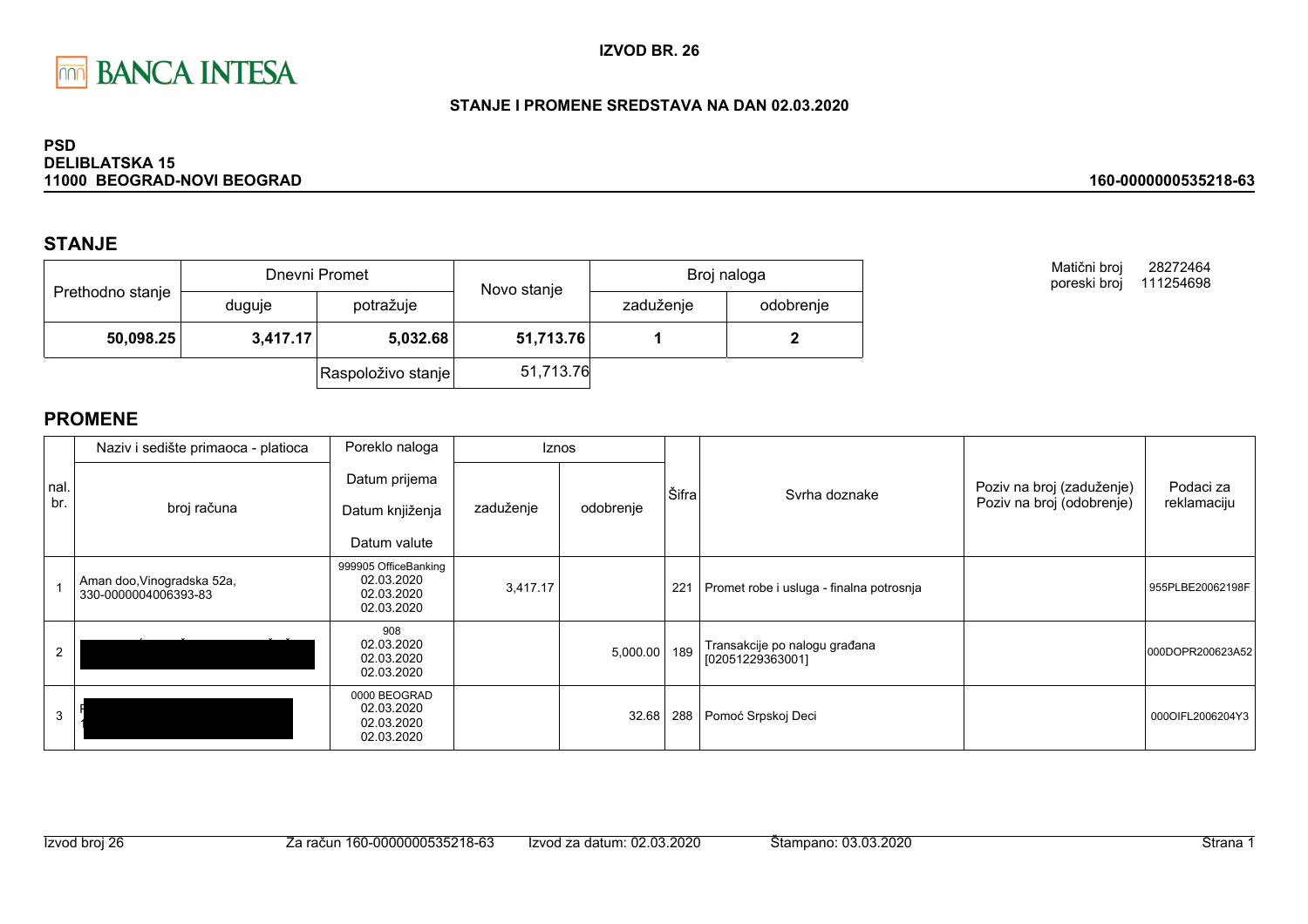BANCA INTESA

**IZVOD BR. 26**

**STANJE I PROMENE SREDSTAVA NA DAN 02.03.2020**

**PSD**
**DELIBLATSKA 15**
**11000 BEOGRAD-NOVI BEOGRAD**

**160-0000000535218-63**

## STANJE

| Prethodno stanje | Dnevni Promet | | Novo stanje | Broj naloga | |
|---|---|---|---|---|---|
| | duguje | potražuje | | zaduženje | odobrenje |
| **50,098.25** | **3,417.17** | **5,032.68** | **51,713.76** | **1** | **2** |
| | | Raspoloživo stanje | 51,713.76 | | |

Matični broj 28272464
poreski broj 111254698

## PROMENE

| nal. br. | Naziv i sedište primaoca - platioca / broj računa | Poreklo naloga / Datum prijema / Datum knjiženja / Datum valute | Iznos zaduženje | Iznos odobrenje | Šifra | Svrha doznake | Poziv na broj (zaduženje) / Poziv na broj (odobrenje) | Podaci za reklamaciju |
|---|---|---|---|---|---|---|---|---|
| 1 | Aman doo,Vinogradska 52a, 330-0000004006393-83 | 999905 OfficeBanking 02.03.2020 02.03.2020 02.03.2020 | 3,417.17 | | 221 | Promet robe i usluga - finalna potrosnja | | 955PLBE20062198F |
| 2 | | 908 02.03.2020 02.03.2020 02.03.2020 | | 5,000.00 | 189 | Transakcije po nalogu građana [02051229363001] | | 000DOPR200623A52 |
| 3 | | 0000 BEOGRAD 02.03.2020 02.03.2020 02.03.2020 | | 32.68 | 288 | Pomoć Srpskoj Deci | | 000OIFL2006204Y3 |

Izvod broj 26 | Za račun 160-0000000535218-63 | Izvod za datum: 02.03.2020 | Štampano: 03.03.2020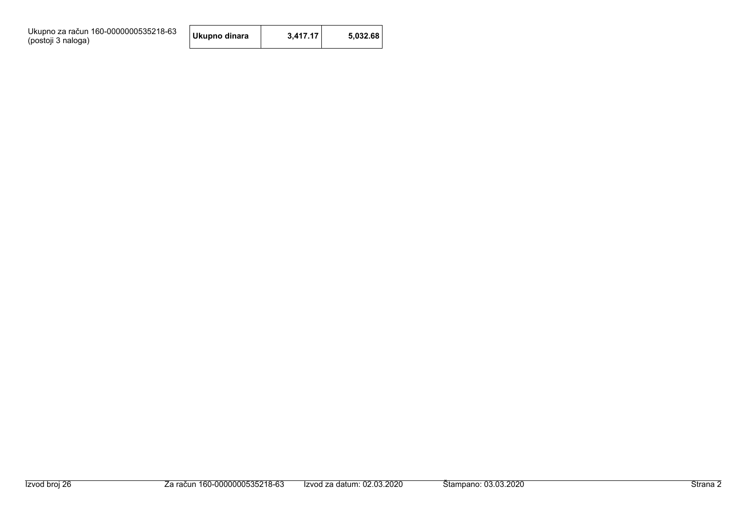| Ukupno za račun 160-0000000535218-63 (postoji 3 naloga) | Ukupno dinara | 3,417.17 | 5,032.68 |
|---|---|---|---|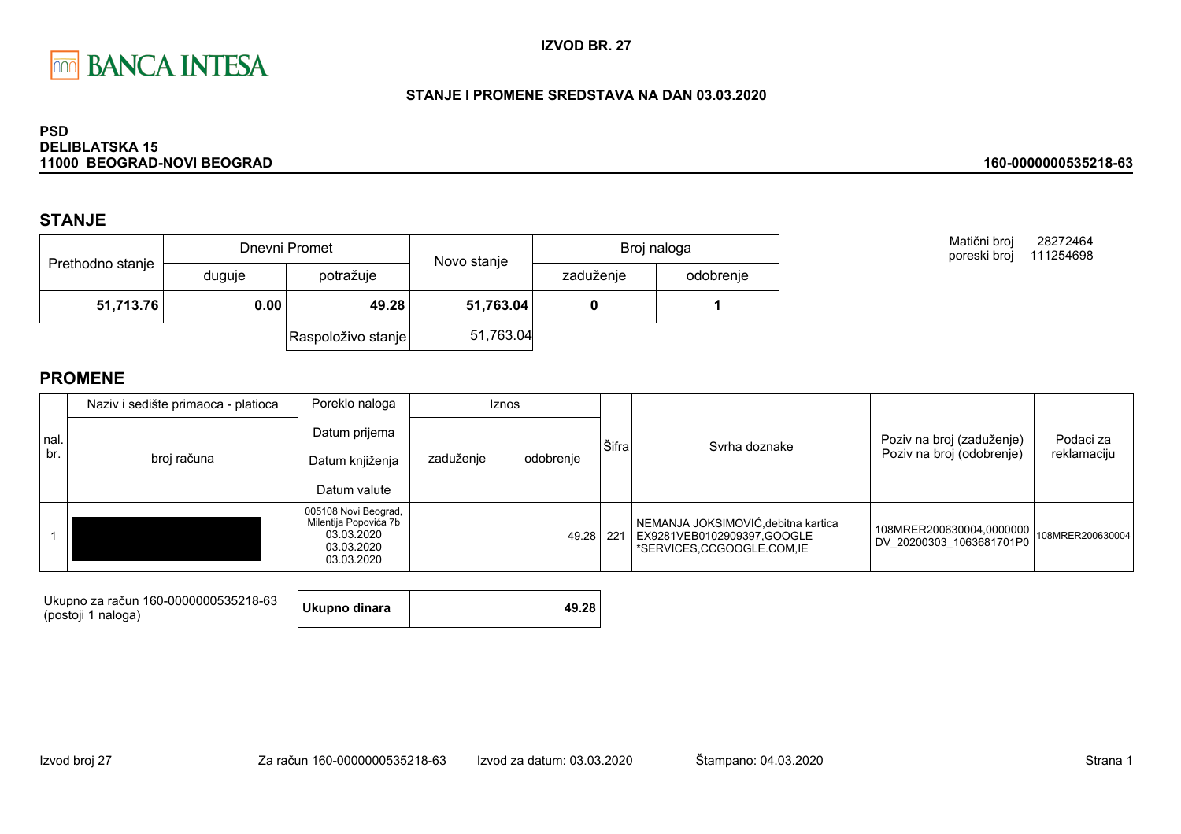**IZVOD BR. 27**

**STANJE I PROMENE SREDSTAVA NA DAN 03.03.2020**

**PSD**
**DELIBLATSKA 15**
**11000 BEOGRAD-NOVI BEOGRAD**

**160-0000000535218-63**

## STANJE

| Prethodno stanje | Dnevni Promet | | Novo stanje | Broj naloga | |
|---|---|---|---|---|---|
| | duguje | potražuje | | zaduženje | odobrenje |
| **51,713.76** | **0.00** | **49.28** | **51,763.04** | **0** | **1** |
| | | Raspoloživo stanje | 51,763.04 | | |

Matični broj 28272464
poreski broj 111254698

## PROMENE

| nal. br. | Naziv i sedište primaoca - platioca / broj računa | Poreklo naloga / Datum prijema / Datum knjiženja / Datum valute | Iznos zaduženje | Iznos odobrenje | Šifra | Svrha doznake | Poziv na broj (zaduženje) / Poziv na broj (odobrenje) | Podaci za reklamaciju |
|---|---|---|---|---|---|---|---|---|
| 1 | | 005108 Novi Beograd, Milentija Popovića 7b 03.03.2020 03.03.2020 03.03.2020 | | 49.28 | 221 | NEMANJA JOKSIMOVIĆ,debitna kartica EX9281VEB0102909397,GOOGLE *SERVICES,CCGOOGLE.COM,IE | 108MRER200630004,0000000 DV_20200303_1063681701P0 | 108MRER200630004 |

| Ukupno za račun 160-0000000535218-63 (postoji 1 naloga) | **Ukupno dinara** | | **49.28** |
|---|---|---|---|

Izvod broj 27 | Za račun 160-0000000535218-63 | Izvod za datum: 03.03.2020 | Štampano: 04.03.2020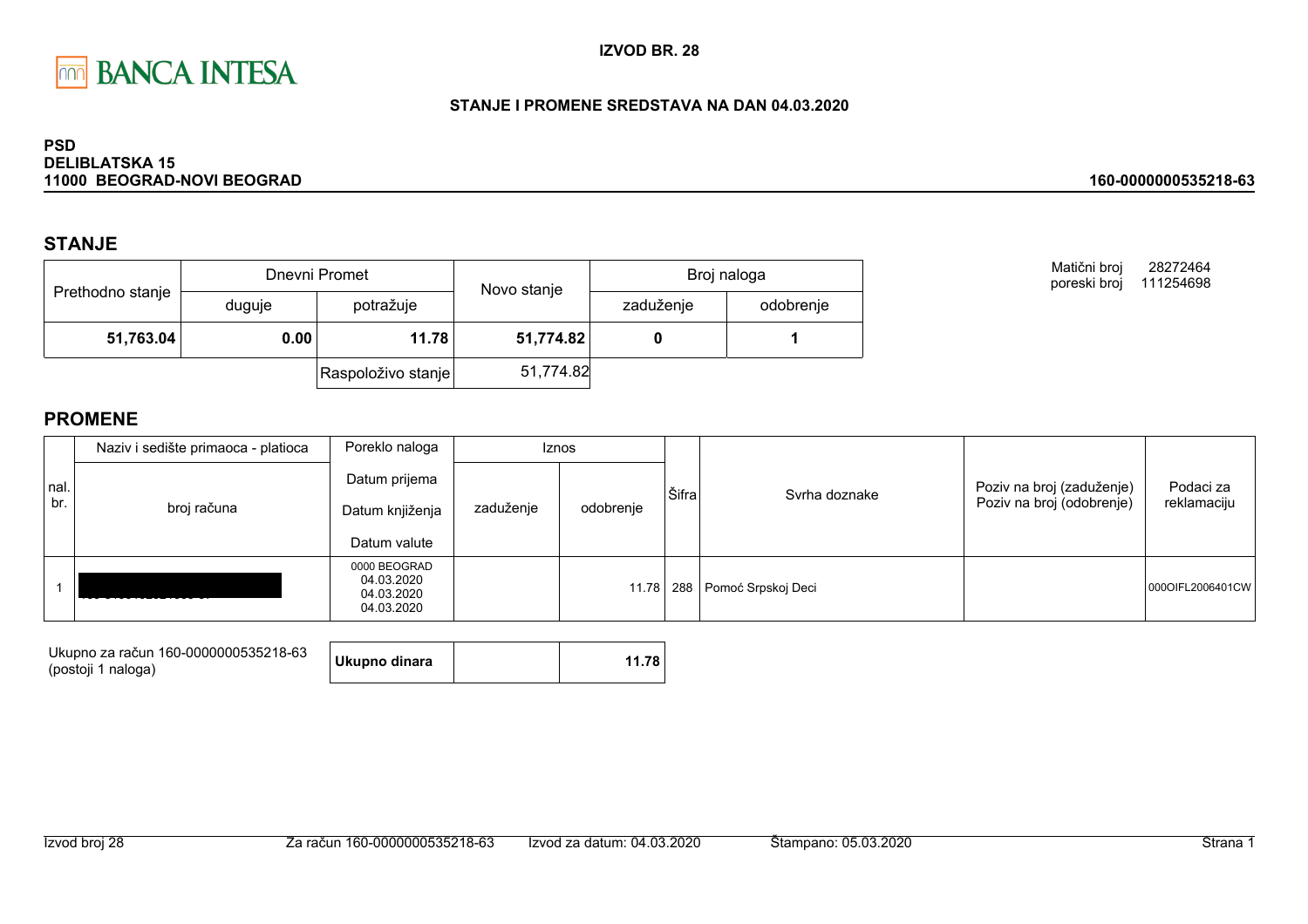**IZVOD BR. 28**

**STANJE I PROMENE SREDSTAVA NA DAN 04.03.2020**

**PSD**
**DELIBLATSKA 15**
**11000 BEOGRAD-NOVI BEOGRAD**

**160-0000000535218-63**

## STANJE

| Prethodno stanje | Dnevni Promet | | Novo stanje | Broj naloga | |
|---|---|---|---|---|---|
| | duguje | potražuje | | zaduženje | odobrenje |
| **51,763.04** | **0.00** | **11.78** | **51,774.82** | **0** | **1** |
| | | Raspoloživo stanje | 51,774.82 | | |

Matični broj 28272464
poreski broj 111254698

## PROMENE

| nal. br. | Naziv i sedište primaoca - platioca / broj računa | Poreklo naloga / Datum prijema / Datum knjiženja / Datum valute | Iznos zaduženje | Iznos odobrenje | Šifra | Svrha doznake | Poziv na broj (zaduženje) / Poziv na broj (odobrenje) | Podaci za reklamaciju |
|---|---|---|---|---|---|---|---|---|
| 1 | | 0000 BEOGRAD 04.03.2020 04.03.2020 04.03.2020 | | 11.78 | 288 | Pomoć Srpskoj Deci | | 000OIFL2006401CW |

| Ukupno za račun 160-0000000535218-63 (postoji 1 naloga) | **Ukupno dinara** | | **11.78** |
|---|---|---|---|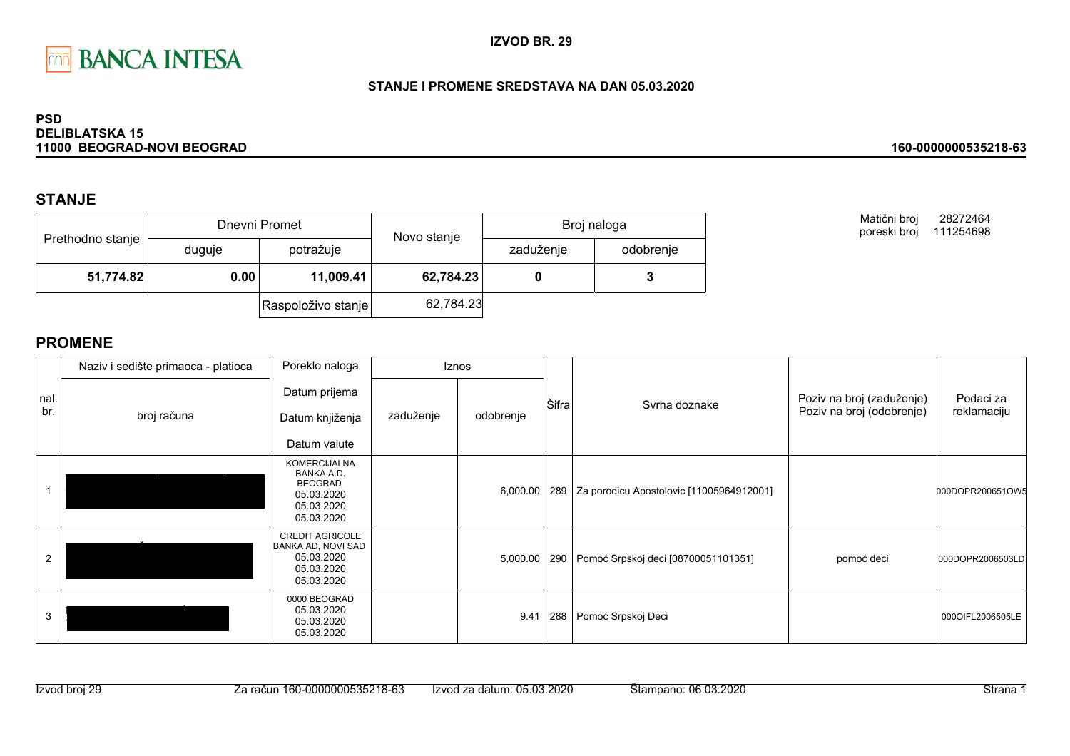**IZVOD BR. 29**

**STANJE I PROMENE SREDSTAVA NA DAN 05.03.2020**

**PSD**
**DELIBLATSKA 15**
**11000 BEOGRAD-NOVI BEOGRAD**

**160-0000000535218-63**

Matični broj 28272464
poreski broj 111254698

## STANJE

| Prethodno stanje | Dnevni Promet | | Novo stanje | Broj naloga | |
|---|---|---|---|---|---|
| | duguje | potražuje | | zaduženje | odobrenje |
| **51,774.82** | **0.00** | **11,009.41** | **62,784.23** | **0** | **3** |
| | | Raspoloživo stanje | 62,784.23 | | |

## PROMENE

| nal. br. | Naziv i sedište primaoca - platioca / broj računa | Poreklo naloga / Datum prijema / Datum knjiženja / Datum valute | Iznos zaduženje | Iznos odobrenje | Šifra | Svrha doznake | Poziv na broj (zaduženje) / Poziv na broj (odobrenje) | Podaci za reklamaciju |
|---|---|---|---|---|---|---|---|---|
| 1 | | KOMERCIJALNA BANKA A.D. BEOGRAD 05.03.2020 05.03.2020 05.03.2020 | | 6,000.00 | 289 | Za porodicu Apostolovic [11005964912001] | | 000DOPR200651OW5 |
| 2 | | CREDIT AGRICOLE BANKA AD, NOVI SAD 05.03.2020 05.03.2020 05.03.2020 | | 5,000.00 | 290 | Pomoć Srpskoj deci [08700051101351] | pomoć deci | 000DOPR2006503LD |
| 3 | | 0000 BEOGRAD 05.03.2020 05.03.2020 05.03.2020 | | 9.41 | 288 | Pomoć Srpskoj Deci | | 000OIFL2006505LE |

Izvod broj 29 Za račun 160-0000000535218-63 Izvod za datum: 05.03.2020 Štampano: 06.03.2020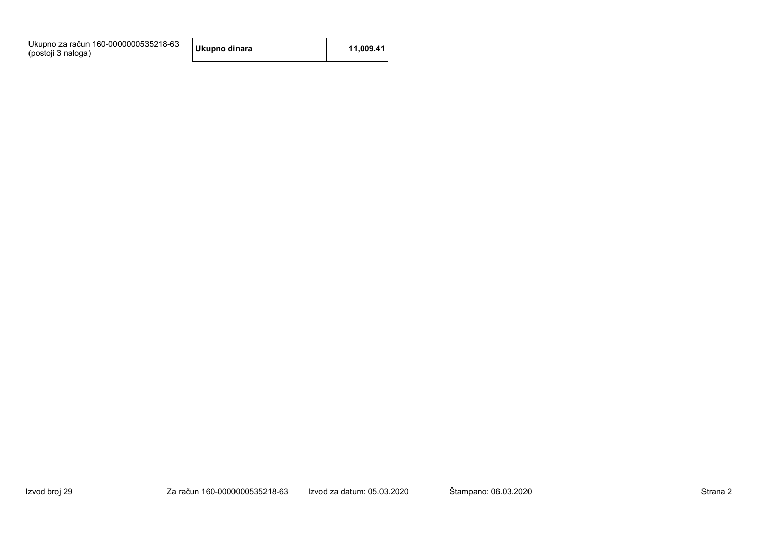Ukupno za račun 160-0000000535218-63
(postoji 3 naloga)

| Ukupno dinara | | 11,009.41 |
| --- | --- | --- |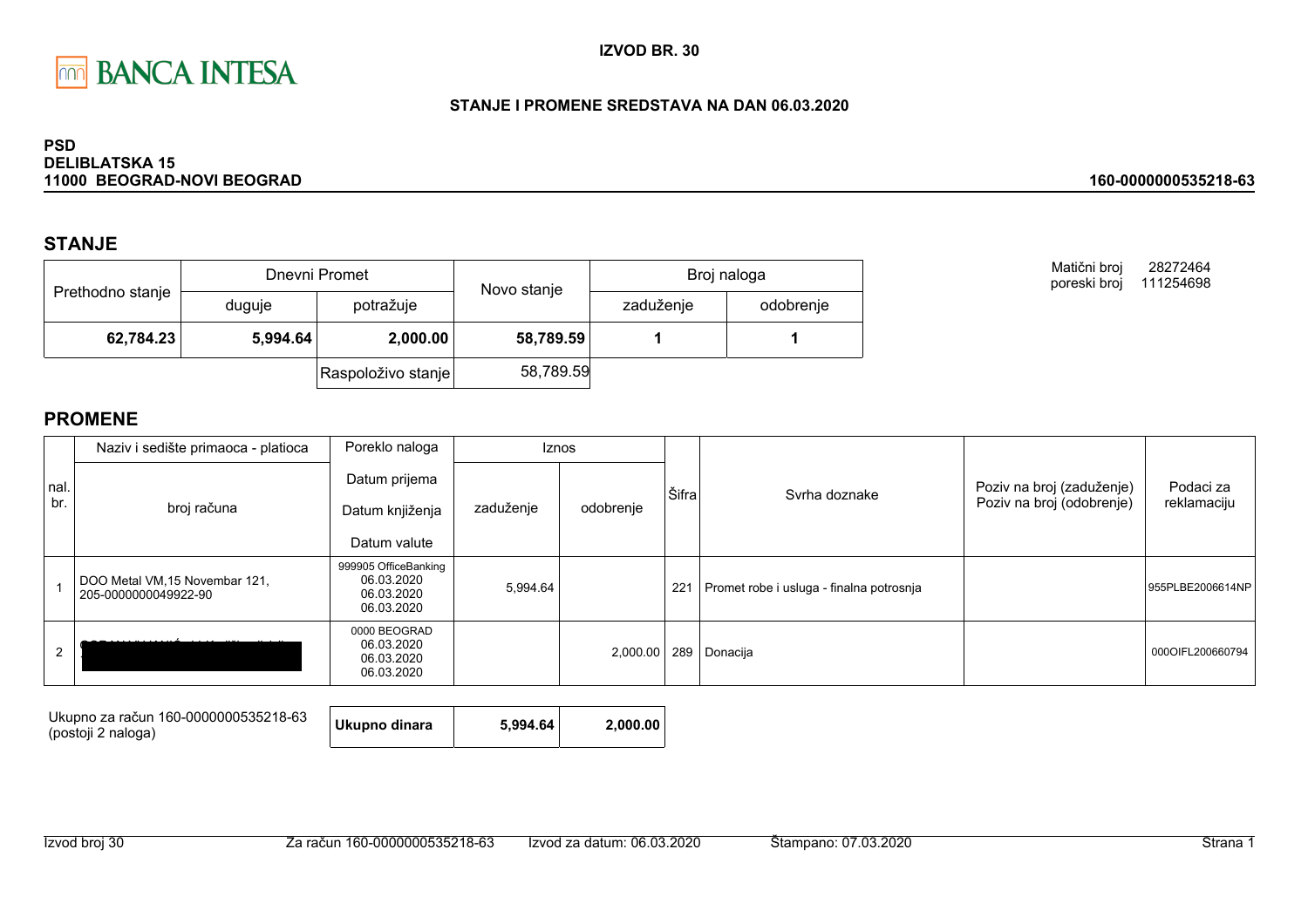BANCA INTESA

**IZVOD BR. 30**

**STANJE I PROMENE SREDSTAVA NA DAN 06.03.2020**

**PSD**
**DELIBLATSKA 15**
**11000 BEOGRAD-NOVI BEOGRAD**

**160-0000000535218-63**

## STANJE

| Prethodno stanje | Dnevni Promet | | Novo stanje | Broj naloga | |
|---|---|---|---|---|---|
| | duguje | potražuje | | zaduženje | odobrenje |
| **62,784.23** | **5,994.64** | **2,000.00** | **58,789.59** | **1** | **1** |
| | | Raspoloživo stanje | 58,789.59 | | |

Matični broj 28272464
poreski broj 111254698

## PROMENE

| nal. br. | Naziv i sedište primaoca - platioca / broj računa | Poreklo naloga / Datum prijema / Datum knjiženja / Datum valute | Iznos zaduženje | Iznos odobrenje | Šifra | Svrha doznake | Poziv na broj (zaduženje) / Poziv na broj (odobrenje) | Podaci za reklamaciju |
|---|---|---|---|---|---|---|---|---|
| 1 | DOO Metal VM,15 Novembar 121, 205-0000000049922-90 | 999905 OfficeBanking 06.03.2020 06.03.2020 06.03.2020 | 5,994.64 | | 221 | Promet robe i usluga - finalna potrosnja | | 955PLBE2006614NP |
| 2 | | 0000 BEOGRAD 06.03.2020 06.03.2020 06.03.2020 | | 2,000.00 | 289 | Donacija | | 000OIFL200660794 |

| Ukupno za račun 160-0000000535218-63 (postoji 2 naloga) | **Ukupno dinara** | **5,994.64** | **2,000.00** |
|---|---|---|---|

Izvod broj 30 Za račun 160-0000000535218-63 Izvod za datum: 06.03.2020 Štampano: 07.03.2020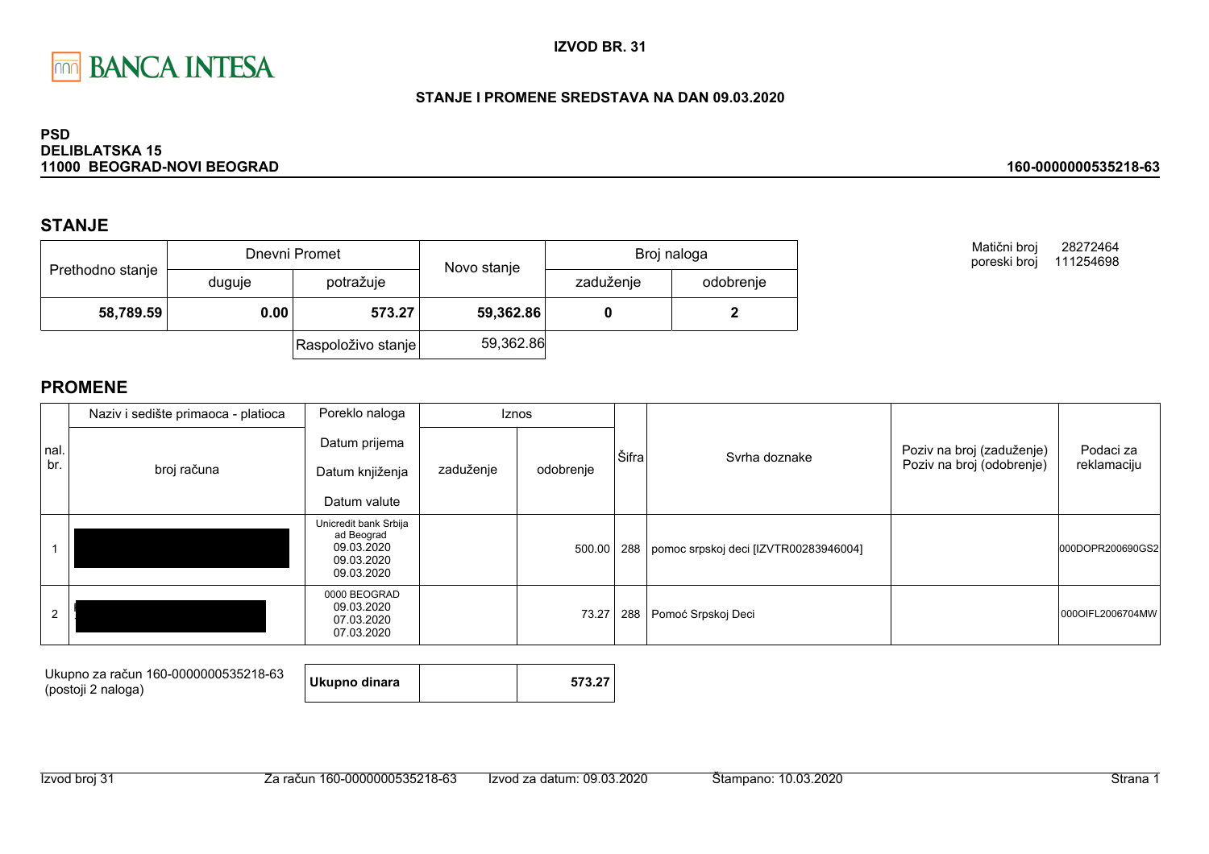BANCA INTESA

**IZVOD BR. 31**

**STANJE I PROMENE SREDSTAVA NA DAN 09.03.2020**

**PSD**
**DELIBLATSKA 15**
**11000 BEOGRAD-NOVI BEOGRAD**

**160-0000000535218-63**

## STANJE

| Prethodno stanje | Dnevni Promet | | Novo stanje | Broj naloga | |
|---|---|---|---|---|---|
| | duguje | potražuje | | zaduženje | odobrenje |
| **58,789.59** | **0.00** | **573.27** | **59,362.86** | **0** | **2** |
| | | Raspoloživo stanje | 59,362.86 | | |

Matični broj 28272464
poreski broj 111254698

## PROMENE

| nal. br. | Naziv i sedište primaoca - platioca / broj računa | Poreklo naloga / Datum prijema / Datum knjiženja / Datum valute | Iznos zaduženje | Iznos odobrenje | Šifra | Svrha doznake | Poziv na broj (zaduženje) / Poziv na broj (odobrenje) | Podaci za reklamaciju |
|---|---|---|---|---|---|---|---|---|
| 1 | | Unicredit bank Srbija ad Beograd 09.03.2020 09.03.2020 09.03.2020 | | 500.00 | 288 | pomoc srpskoj deci [IZVTR00283946004] | | 000DOPR200690GS2 |
| 2 | | 0000 BEOGRAD 09.03.2020 07.03.2020 07.03.2020 | | 73.27 | 288 | Pomoć Srpskoj Deci | | 000OIFL2006704MW |

Ukupno za račun 160-0000000535218-63
(postoji 2 naloga)

| **Ukupno dinara** | | **573.27** |
|---|---|---|

Izvod broj 31 | Za račun 160-0000000535218-63 | Izvod za datum: 09.03.2020 | Štampano: 10.03.2020 | Strana 1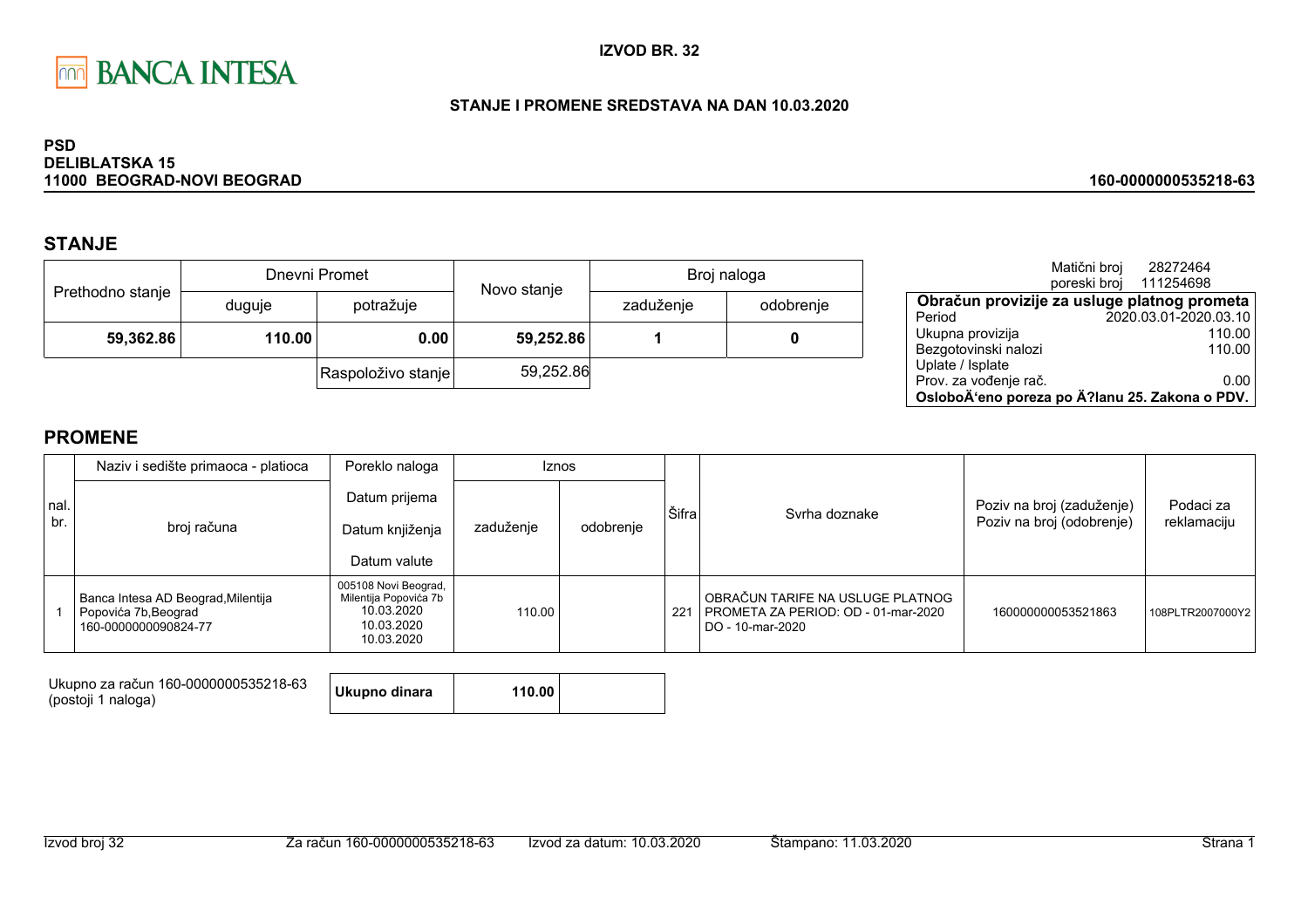BANCA INTESA

**IZVOD BR. 32**

**STANJE I PROMENE SREDSTAVA NA DAN 10.03.2020**

**PSD**
**DELIBLATSKA 15**
**11000 BEOGRAD-NOVI BEOGRAD**

**160-0000000535218-63**

## STANJE

| Prethodno stanje | Dnevni Promet | | Novo stanje | Broj naloga | |
|---|---|---|---|---|---|
| | duguje | potražuje | | zaduženje | odobrenje |
| **59,362.86** | **110.00** | **0.00** | **59,252.86** | **1** | **0** |
| | | Raspoloživo stanje | 59,252.86 | | |

Matični broj 28272464
poreski broj 111254698

| **Obračun provizije za usluge platnog prometa** | |
|---|---|
| Period | 2020.03.01-2020.03.10 |
| Ukupna provizija | 110.00 |
| Bezgotovinski nalozi | 110.00 |
| Uplate / Isplate | |
| Prov. za vođenje rač. | 0.00 |
| **OsloboÄ'eno poreza po Ä?lanu 25. Zakona o PDV.** | |

## PROMENE

| nal. br. | Naziv i sedište primaoca - platioca / broj računa | Poreklo naloga / Datum prijema / Datum knjiženja / Datum valute | Iznos zaduženje | Iznos odobrenje | Šifra | Svrha doznake | Poziv na broj (zaduženje) / Poziv na broj (odobrenje) | Podaci za reklamaciju |
|---|---|---|---|---|---|---|---|---|
| 1 | Banca Intesa AD Beograd,Milentija Popovića 7b,Beograd 160-0000000090824-77 | 005108 Novi Beograd, Milentija Popovića 7b 10.03.2020 10.03.2020 10.03.2020 | 110.00 | | 221 | OBRAČUN TARIFE NA USLUGE PLATNOG PROMETA ZA PERIOD: OD - 01-mar-2020 DO - 10-mar-2020 | 160000000053521863 | 108PLTR2007000Y2 |

| Ukupno za račun 160-0000000535218-63 (postoji 1 naloga) | **Ukupno dinara** | **110.00** | |
|---|---|---|---|

Izvod broj 32 | Za račun 160-0000000535218-63 | Izvod za datum: 10.03.2020 | Štampano: 11.03.2020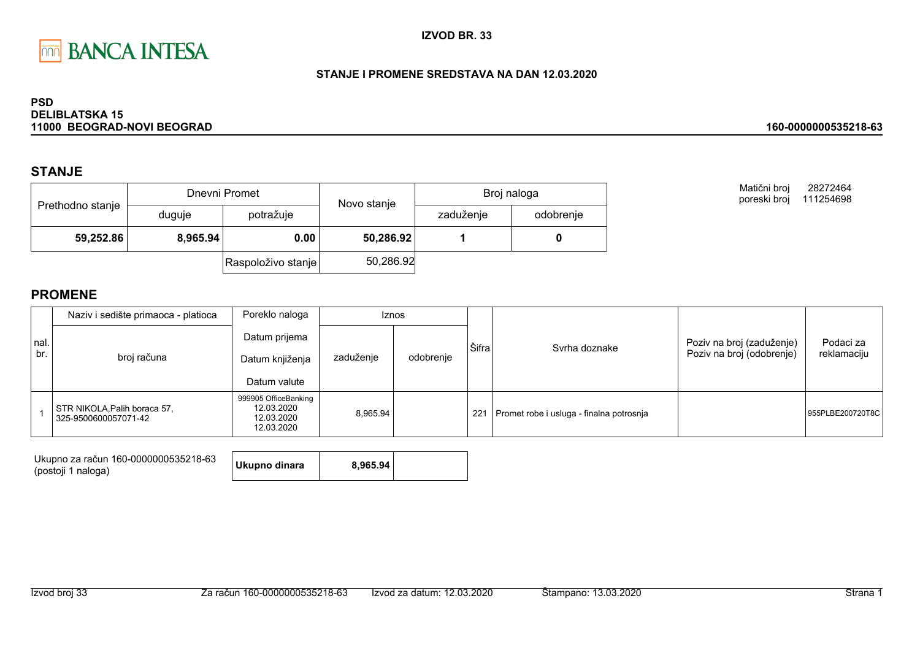BANCA INTESA

**IZVOD BR. 33**

**STANJE I PROMENE SREDSTAVA NA DAN 12.03.2020**

**PSD**
**DELIBLATSKA 15**
**11000 BEOGRAD-NOVI BEOGRAD**

**160-0000000535218-63**

## STANJE

| Prethodno stanje | Dnevni Promet | | Novo stanje | Broj naloga | |
|---|---|---|---|---|---|
| | duguje | potražuje | | zaduženje | odobrenje |
| **59,252.86** | **8,965.94** | **0.00** | **50,286.92** | **1** | **0** |
| | | Raspoloživo stanje | 50,286.92 | | |

Matični broj 28272464
poreski broj 111254698

## PROMENE

| nal. br. | Naziv i sedište primaoca - platioca / broj računa | Poreklo naloga / Datum prijema / Datum knjiženja / Datum valute | Iznos zaduženje | Iznos odobrenje | Šifra | Svrha doznake | Poziv na broj (zaduženje) / Poziv na broj (odobrenje) | Podaci za reklamaciju |
|---|---|---|---|---|---|---|---|---|
| 1 | STR NIKOLA,Palih boraca 57, 325-9500600057071-42 | 999905 OfficeBanking 12.03.2020 12.03.2020 12.03.2020 | 8,965.94 | | 221 | Promet robe i usluga - finalna potrosnja | | 955PLBE200720T8C |

| Ukupno za račun 160-0000000535218-63 (postoji 1 naloga) | Ukupno dinara | 8,965.94 | |
|---|---|---|---|

Izvod broj 33 Za račun 160-0000000535218-63 Izvod za datum: 12.03.2020 Štampano: 13.03.2020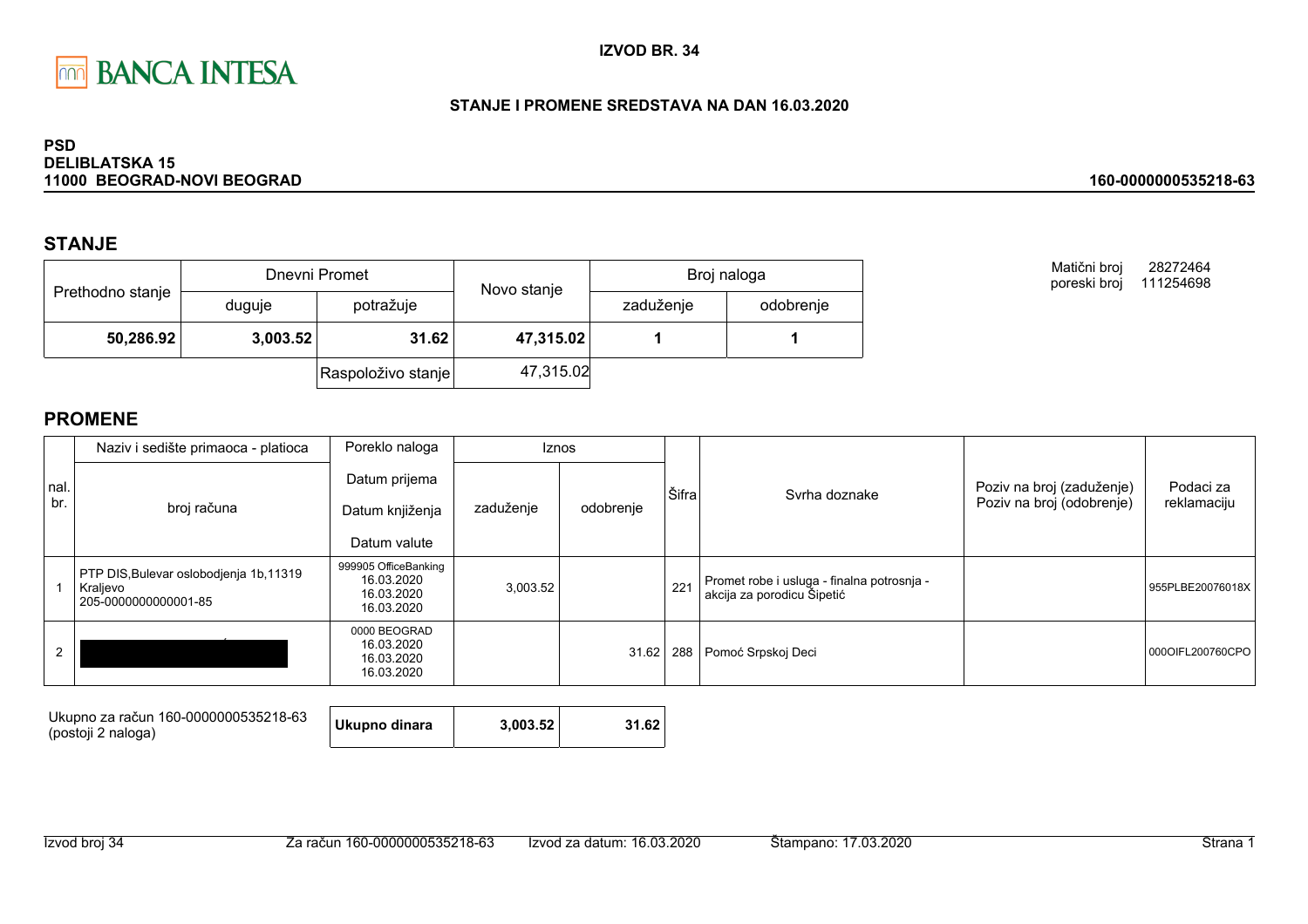BANCA INTESA

**IZVOD BR. 34**

**STANJE I PROMENE SREDSTAVA NA DAN 16.03.2020**

**PSD**
**DELIBLATSKA 15**
**11000 BEOGRAD-NOVI BEOGRAD**

**160-0000000535218-63**

## STANJE

| Prethodno stanje | Dnevni Promet | | Novo stanje | Broj naloga | |
|---|---|---|---|---|---|
| | duguje | potražuje | | zaduženje | odobrenje |
| **50,286.92** | **3,003.52** | **31.62** | **47,315.02** | **1** | **1** |
| | | Raspoloživo stanje | 47,315.02 | | |

Matični broj 28272464
poreski broj 111254698

## PROMENE

| nal. br. | Naziv i sedište primaoca - platioca / broj računa | Poreklo naloga / Datum prijema / Datum knjiženja / Datum valute | Iznos zaduženje | Iznos odobrenje | Šifra | Svrha doznake | Poziv na broj (zaduženje) / Poziv na broj (odobrenje) | Podaci za reklamaciju |
|---|---|---|---|---|---|---|---|---|
| 1 | PTP DIS,Bulevar oslobodjenja 1b,11319 Kraljevo 205-0000000000001-85 | 999905 OfficeBanking 16.03.2020 16.03.2020 16.03.2020 | 3,003.52 | | 221 | Promet robe i usluga - finalna potrosnja - akcija za porodicu Šipetić | | 955PLBE20076018X |
| 2 | | 0000 BEOGRAD 16.03.2020 16.03.2020 16.03.2020 | | 31.62 | 288 | Pomoć Srpskoj Deci | | 000OIFL200760CPO |

| Ukupno za račun 160-0000000535218-63 (postoji 2 naloga) | **Ukupno dinara** | **3,003.52** | **31.62** |
|---|---|---|---|

Izvod broj 34 | Za račun 160-0000000535218-63 | Izvod za datum: 16.03.2020 | Štampano: 17.03.2020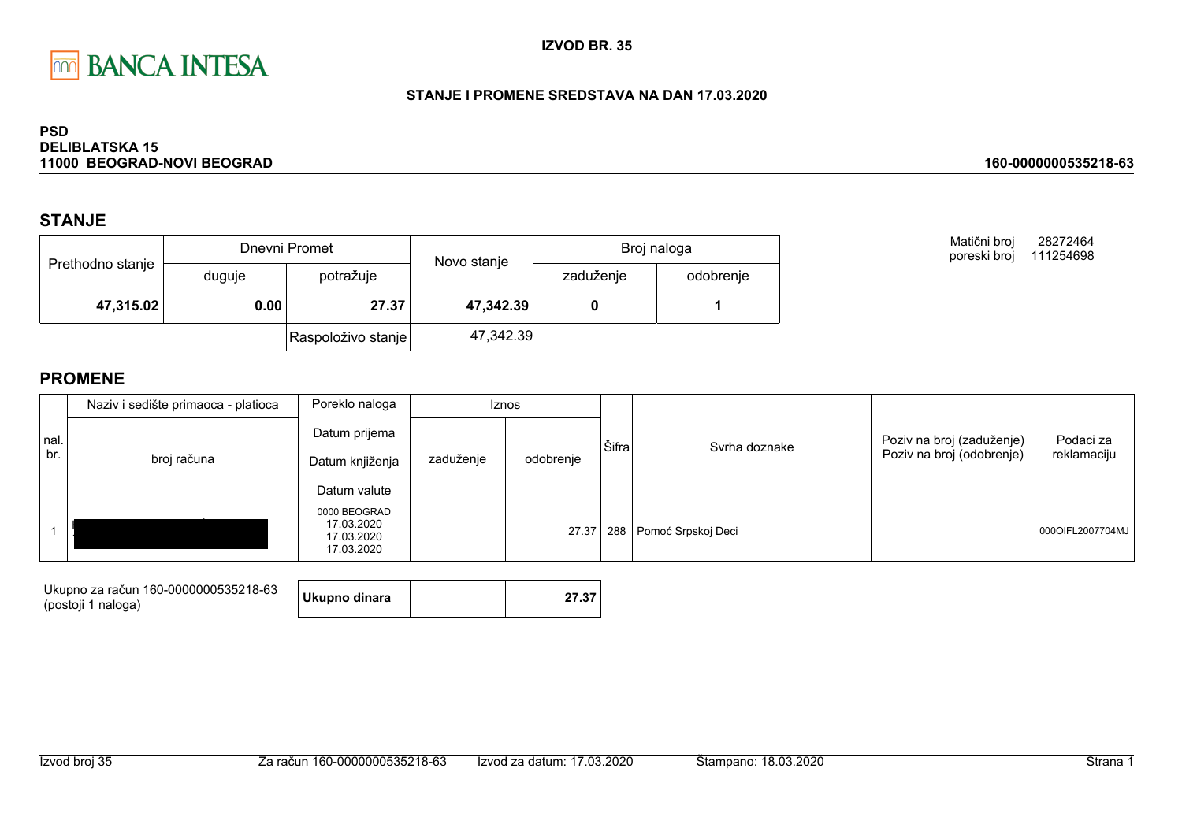**BANCA INTESA**

**IZVOD BR. 35**

**STANJE I PROMENE SREDSTAVA NA DAN 17.03.2020**

**PSD**
**DELIBLATSKA 15**
**11000 BEOGRAD-NOVI BEOGRAD**

**160-0000000535218-63**

Matični broj 28272464
poreski broj 111254698

## STANJE

| Prethodno stanje | Dnevni Promet | | Novo stanje | Broj naloga | |
|---|---|---|---|---|---|
| | duguje | potražuje | | zaduženje | odobrenje |
| **47,315.02** | **0.00** | **27.37** | **47,342.39** | **0** | **1** |
| | | Raspoloživo stanje | 47,342.39 | | |

## PROMENE

| nal. br. | Naziv i sedište primaoca - platioca / broj računa | Poreklo naloga / Datum prijema / Datum knjiženja / Datum valute | Iznos zaduženje | Iznos odobrenje | Šifra | Svrha doznake | Poziv na broj (zaduženje) / Poziv na broj (odobrenje) | Podaci za reklamaciju |
|---|---|---|---|---|---|---|---|---|
| 1 | | 0000 BEOGRAD 17.03.2020 17.03.2020 17.03.2020 | | 27.37 | 288 | Pomoć Srpskoj Deci | | 000OIFL2007704MJ |

| Ukupno za račun 160-0000000535218-63 (postoji 1 naloga) | Ukupno dinara | | 27.37 |
|---|---|---|---|

Izvod broj 35 | Za račun 160-0000000535218-63 | Izvod za datum: 17.03.2020 | Štampano: 18.03.2020 | Strana 1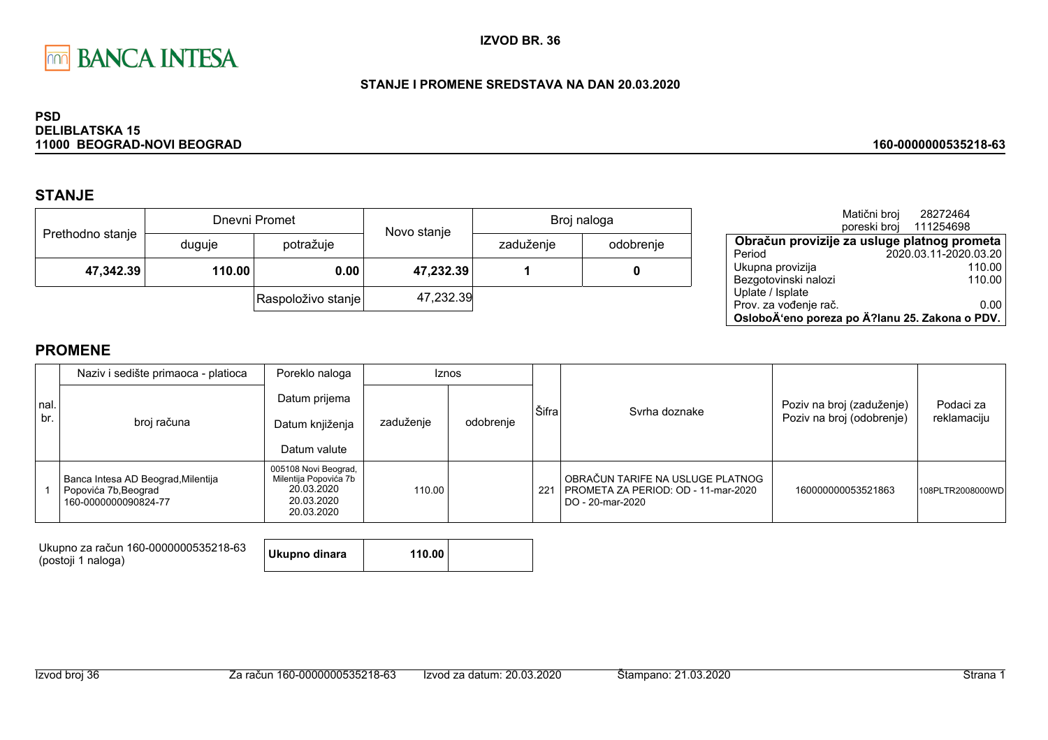BANCA INTESA

**IZVOD BR. 36**

**STANJE I PROMENE SREDSTAVA NA DAN 20.03.2020**

**PSD**
**DELIBLATSKA 15**
**11000 BEOGRAD-NOVI BEOGRAD**

**160-0000000535218-63**

## STANJE

| Prethodno stanje | Dnevni Promet | | Novo stanje | Broj naloga | |
|---|---|---|---|---|---|
| | duguje | potražuje | | zaduženje | odobrenje |
| **47,342.39** | **110.00** | **0.00** | **47,232.39** | **1** | **0** |
| | | Raspoloživo stanje | 47,232.39 | | |

Matični broj 28272464
poreski broj 111254698

| Obračun provizije za usluge platnog prometa | |
|---|---|
| Period | 2020.03.11-2020.03.20 |
| Ukupna provizija | 110.00 |
| Bezgotovinski nalozi | 110.00 |
| Uplate / Isplate | |
| Prov. za vođenje rač. | 0.00 |
| **OsloboÄ‘eno poreza po Ä?lanu 25. Zakona o PDV.** | |

## PROMENE

| nal. br. | Naziv i sedište primaoca - platioca / broj računa | Poreklo naloga / Datum prijema / Datum knjiženja / Datum valute | Iznos zaduženje | Iznos odobrenje | Šifra | Svrha doznake | Poziv na broj (zaduženje) / Poziv na broj (odobrenje) | Podaci za reklamaciju |
|---|---|---|---|---|---|---|---|---|
| 1 | Banca Intesa AD Beograd,Milentija Popovića 7b,Beograd 160-0000000090824-77 | 005108 Novi Beograd, Milentija Popovića 7b 20.03.2020 20.03.2020 20.03.2020 | 110.00 | | 221 | OBRAČUN TARIFE NA USLUGE PLATNOG PROMETA ZA PERIOD: OD - 11-mar-2020 DO - 20-mar-2020 | 160000000053521863 | 108PLTR2008000WD |

| Ukupno za račun 160-0000000535218-63 (postoji 1 naloga) | **Ukupno dinara** | **110.00** | |
|---|---|---|---|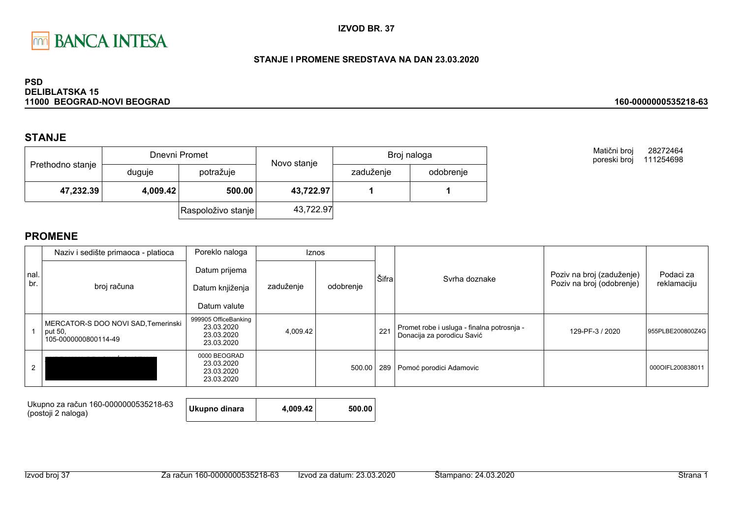BANCA INTESA

**IZVOD BR. 37**

**STANJE I PROMENE SREDSTAVA NA DAN 23.03.2020**

**PSD**
**DELIBLATSKA 15**
**11000 BEOGRAD-NOVI BEOGRAD**

**160-0000000535218-63**

## STANJE

| Prethodno stanje | Dnevni Promet | | Novo stanje | Broj naloga | |
|---|---|---|---|---|---|
| | duguje | potražuje | | zaduženje | odobrenje |
| **47,232.39** | **4,009.42** | **500.00** | **43,722.97** | **1** | **1** |
| | | Raspoloživo stanje | 43,722.97 | | |

Matični broj 28272464
poreski broj 111254698

## PROMENE

| nal. br. | Naziv i sedište primaoca - platioca / broj računa | Poreklo naloga / Datum prijema / Datum knjiženja / Datum valute | Iznos zaduženje | Iznos odobrenje | Šifra | Svrha doznake | Poziv na broj (zaduženje) / Poziv na broj (odobrenje) | Podaci za reklamaciju |
|---|---|---|---|---|---|---|---|---|
| 1 | MERCATOR-S DOO NOVI SAD,Temerinski put 50, 105-0000000800114-49 | 999905 OfficeBanking 23.03.2020 23.03.2020 23.03.2020 | 4,009.42 | | 221 | Promet robe i usluga - finalna potrosnja - Donacija za porodicu Savić | 129-PF-3 / 2020 | 955PLBE200800Z4G |
| 2 | | 0000 BEOGRAD 23.03.2020 23.03.2020 23.03.2020 | | 500.00 | 289 | Pomoć porodici Adamovic | | 000OIFL200838011 |

| Ukupno za račun 160-0000000535218-63 (postoji 2 naloga) | **Ukupno dinara** | **4,009.42** | **500.00** |
|---|---|---|---|

Izvod broj 37 | Za račun 160-0000000535218-63 | Izvod za datum: 23.03.2020 | Štampano: 24.03.2020 | Strana 1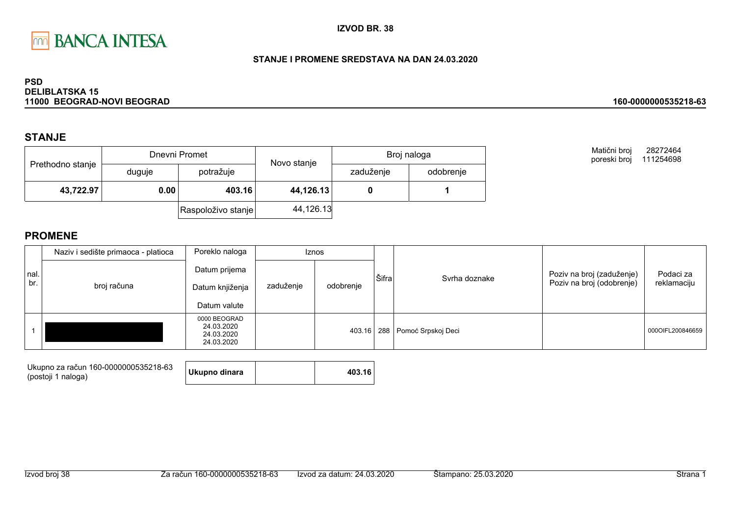BANCA INTESA

**IZVOD BR. 38**

**STANJE I PROMENE SREDSTAVA NA DAN 24.03.2020**

**PSD**
**DELIBLATSKA 15**
**11000 BEOGRAD-NOVI BEOGRAD**

**160-0000000535218-63**

## STANJE

| Prethodno stanje | Dnevni Promet | | Novo stanje | Broj naloga | |
|---|---|---|---|---|---|
| | duguje | potražuje | | zaduženje | odobrenje |
| **43,722.97** | **0.00** | **403.16** | **44,126.13** | **0** | **1** |
| | | Raspoloživo stanje | 44,126.13 | | |

Matični broj 28272464
poreski broj 111254698

## PROMENE

| nal. br. | Naziv i sedište primaoca - platioca / broj računa | Poreklo naloga / Datum prijema / Datum knjiženja / Datum valute | Iznos zaduženje | Iznos odobrenje | Šifra | Svrha doznake | Poziv na broj (zaduženje) / Poziv na broj (odobrenje) | Podaci za reklamaciju |
|---|---|---|---|---|---|---|---|---|
| 1 | | 0000 BEOGRAD 24.03.2020 24.03.2020 24.03.2020 | | 403.16 | 288 | Pomoć Srpskoj Deci | | 000OIFL200846659 |

Ukupno za račun 160-0000000535218-63 (postoji 1 naloga)

| **Ukupno dinara** | | **403.16** |
|---|---|---|

Izvod broj 38 | Za račun 160-0000000535218-63 | Izvod za datum: 24.03.2020 | Štampano: 25.03.2020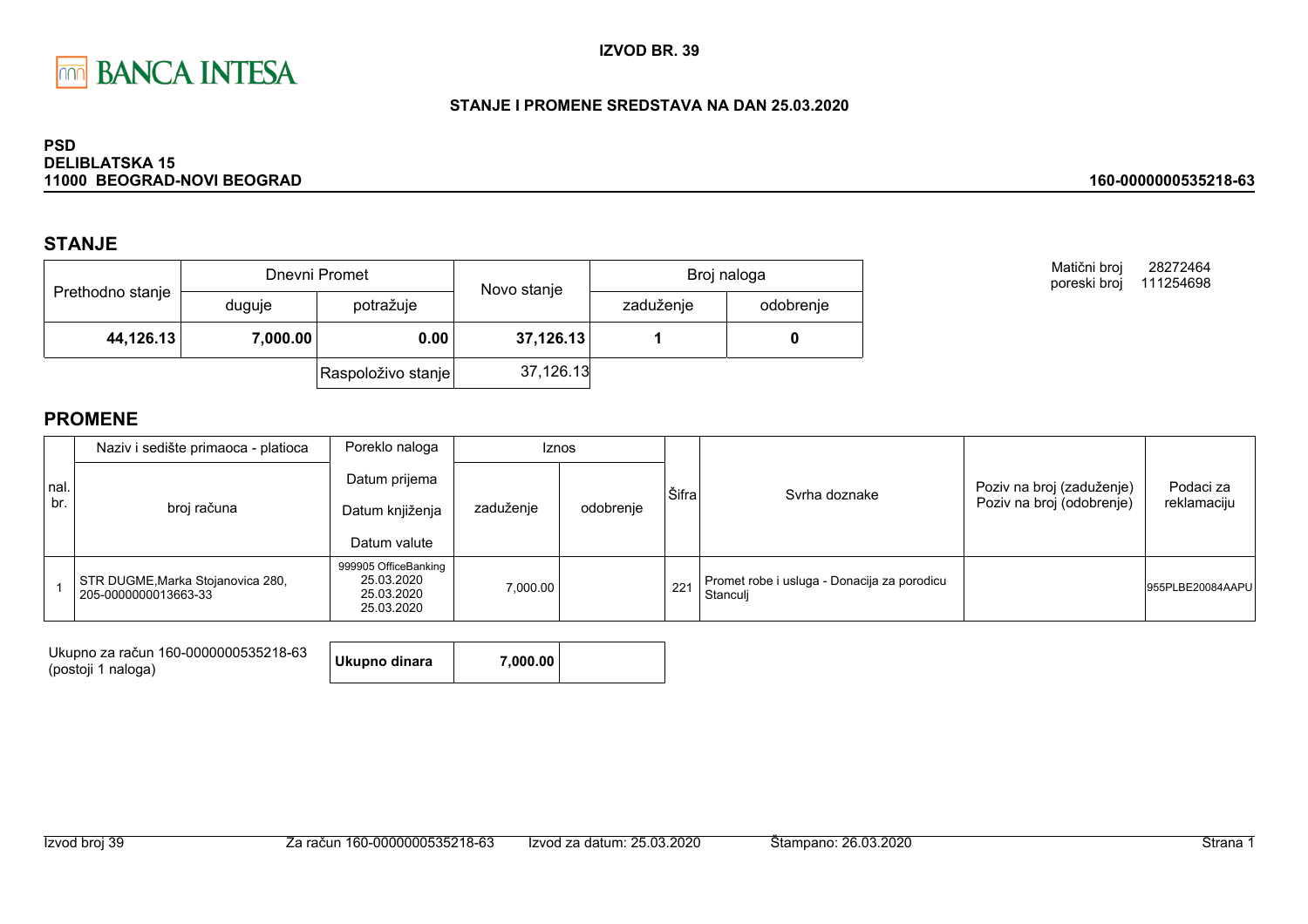BANCA INTESA

**IZVOD BR. 39**

**STANJE I PROMENE SREDSTAVA NA DAN 25.03.2020**

**PSD**
**DELIBLATSKA 15**
**11000 BEOGRAD-NOVI BEOGRAD**

**160-0000000535218-63**

Matični broj 28272464
poreski broj 111254698

## STANJE

| Prethodno stanje | Dnevni Promet | | Novo stanje | Broj naloga | |
|---|---|---|---|---|---|
| | duguje | potražuje | | zaduženje | odobrenje |
| **44,126.13** | **7,000.00** | **0.00** | **37,126.13** | **1** | **0** |
| | | Raspoloživo stanje | 37,126.13 | | |

## PROMENE

| nal. br. | Naziv i sedište primaoca - platioca / broj računa | Poreklo naloga / Datum prijema / Datum knjiženja / Datum valute | Iznos zaduženje | Iznos odobrenje | Šifra | Svrha doznake | Poziv na broj (zaduženje) / Poziv na broj (odobrenje) | Podaci za reklamaciju |
|---|---|---|---|---|---|---|---|---|
| 1 | STR DUGME,Marka Stojanovica 280, 205-0000000013663-33 | 999905 OfficeBanking 25.03.2020 25.03.2020 25.03.2020 | 7,000.00 | | 221 | Promet robe i usluga - Donacija za porodicu Stanculj | | 955PLBE20084AAPU |

Ukupno za račun 160-0000000535218-63 (postoji 1 naloga)

| **Ukupno dinara** | **7,000.00** | |
|---|---|---|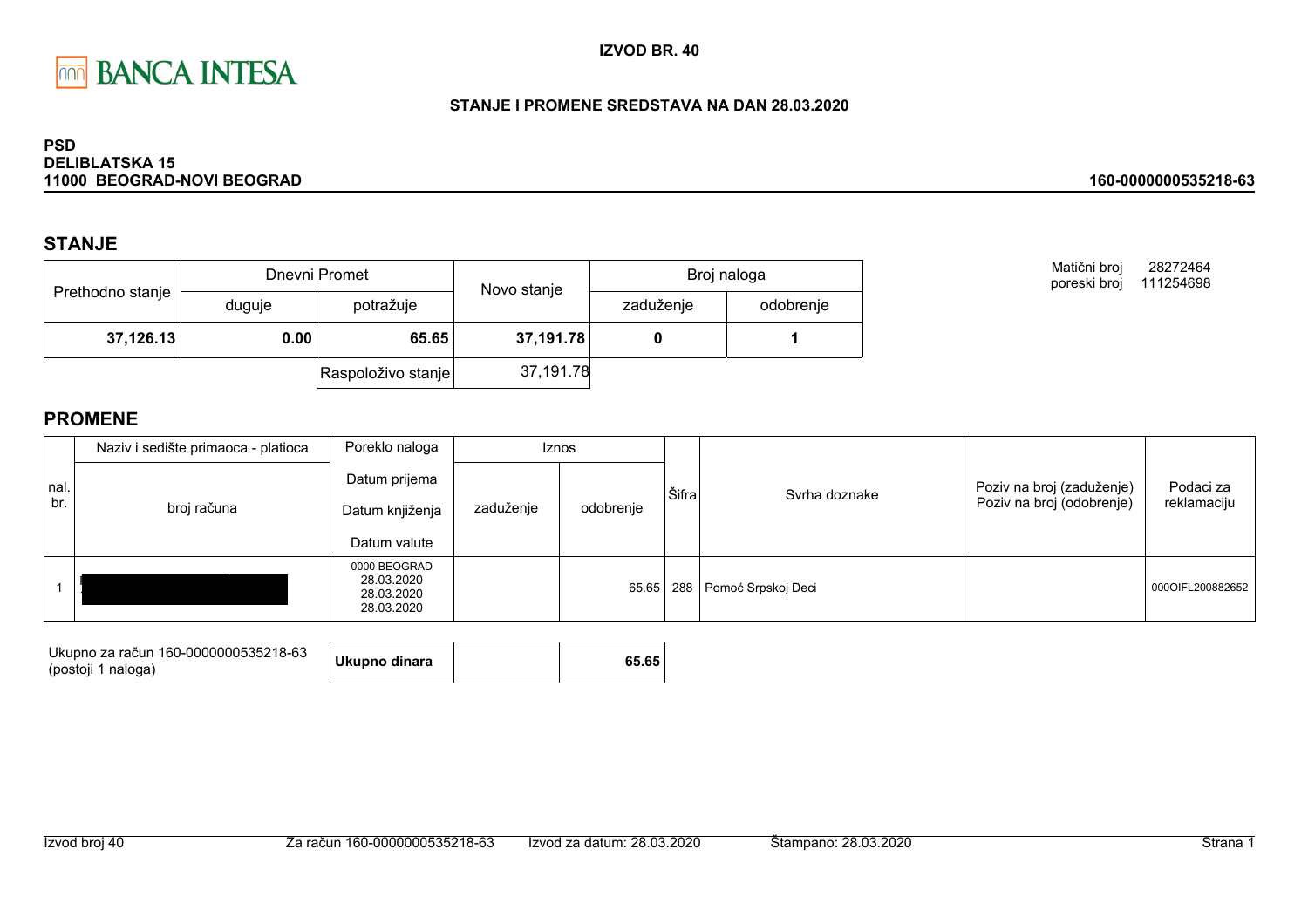BANCA INTESA

**IZVOD BR. 40**

**STANJE I PROMENE SREDSTAVA NA DAN 28.03.2020**

**PSD**
**DELIBLATSKA 15**
**11000 BEOGRAD-NOVI BEOGRAD**

**160-0000000535218-63**

## STANJE

| Prethodno stanje | Dnevni Promet | | Novo stanje | Broj naloga | |
|---|---|---|---|---|---|
| | duguje | potražuje | | zaduženje | odobrenje |
| **37,126.13** | **0.00** | **65.65** | **37,191.78** | **0** | **1** |
| | | Raspoloživo stanje | 37,191.78 | | |

Matični broj 28272464
poreski broj 111254698

## PROMENE

| nal. br. | Naziv i sedište primaoca - platioca / broj računa | Poreklo naloga / Datum prijema / Datum knjiženja / Datum valute | Iznos zaduženje | Iznos odobrenje | Šifra | Svrha doznake | Poziv na broj (zaduženje) / Poziv na broj (odobrenje) | Podaci za reklamaciju |
|---|---|---|---|---|---|---|---|---|
| 1 | | 0000 BEOGRAD 28.03.2020 28.03.2020 28.03.2020 | | 65.65 | 288 | Pomoć Srpskoj Deci | | 000OIFL200882652 |

Ukupno za račun 160-0000000535218-63
(postoji 1 naloga)

| **Ukupno dinara** | | **65.65** |
|---|---|---|

Izvod broj 40 | Za račun 160-0000000535218-63 | Izvod za datum: 28.03.2020 | Štampano: 28.03.2020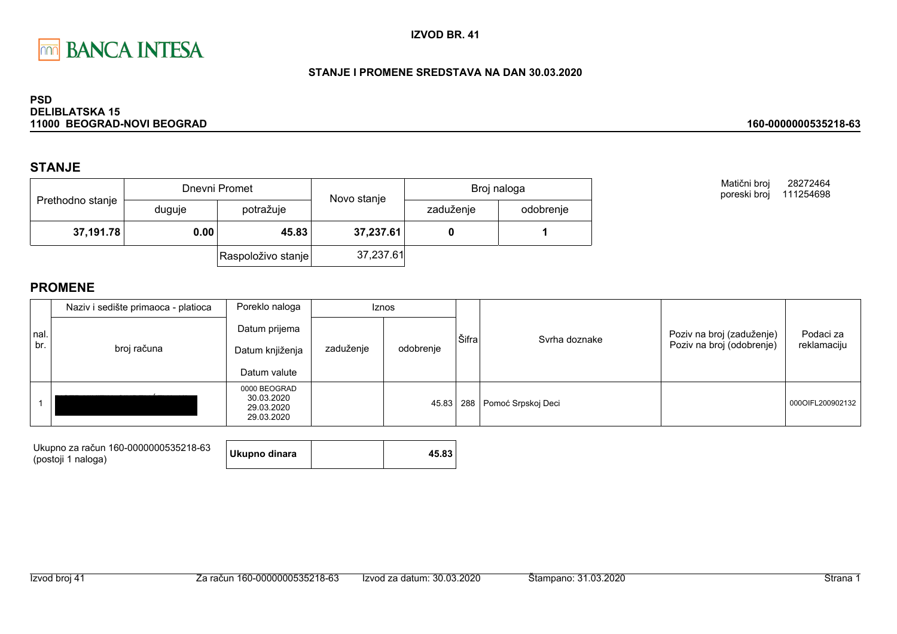BANCA INTESA

**IZVOD BR. 41**

**STANJE I PROMENE SREDSTAVA NA DAN 30.03.2020**

**PSD**
**DELIBLATSKA 15**
**11000 BEOGRAD-NOVI BEOGRAD**

**160-0000000535218-63**

## STANJE

| Prethodno stanje | Dnevni Promet | | Novo stanje | Broj naloga | |
|---|---|---|---|---|---|
| | duguje | potražuje | | zaduženje | odobrenje |
| **37,191.78** | **0.00** | **45.83** | **37,237.61** | **0** | **1** |
| | | Raspoloživo stanje | 37,237.61 | | |

Matični broj 28272464
poreski broj 111254698

## PROMENE

| nal. br. | Naziv i sedište primaoca - platioca / broj računa | Poreklo naloga / Datum prijema / Datum knjiženja / Datum valute | Iznos zaduženje | Iznos odobrenje | Šifra | Svrha doznake | Poziv na broj (zaduženje) / Poziv na broj (odobrenje) | Podaci za reklamaciju |
|---|---|---|---|---|---|---|---|---|
| 1 | | 0000 BEOGRAD 30.03.2020 29.03.2020 29.03.2020 | | 45.83 | 288 | Pomoć Srpskoj Deci | | 000OIFL200902132 |

Ukupno za račun 160-0000000535218-63 (postoji 1 naloga)

| **Ukupno dinara** | | **45.83** |
|---|---|---|

Izvod broj 41 | Za račun 160-0000000535218-63 | Izvod za datum: 30.03.2020 | Štampano: 31.03.2020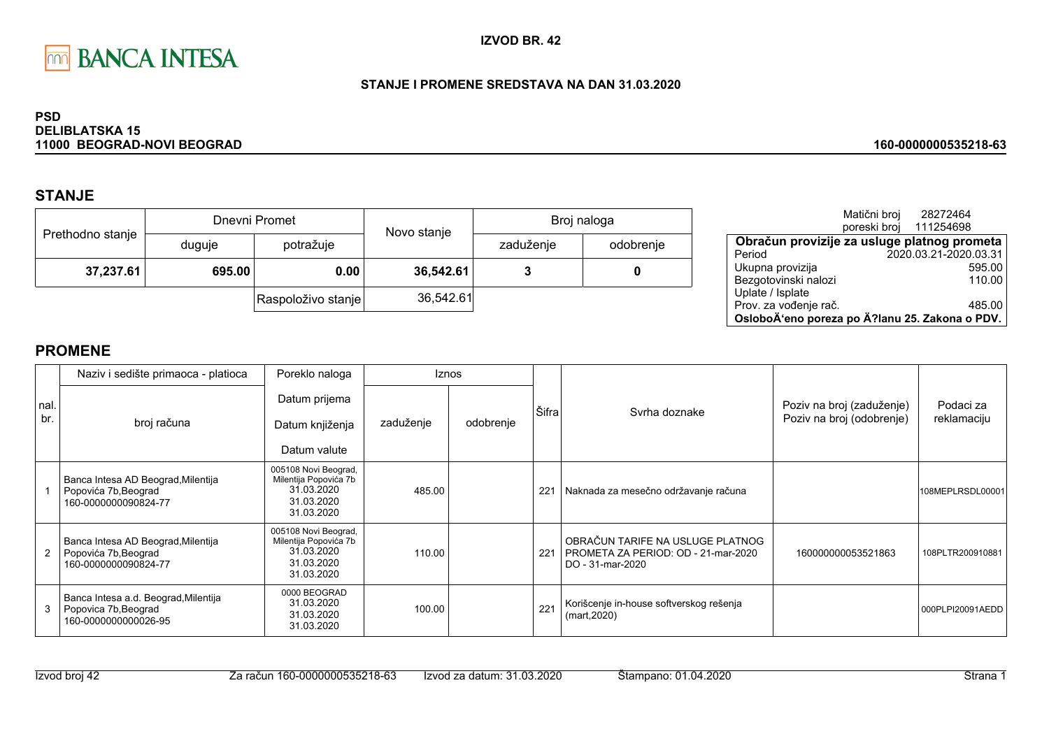**BANCA INTESA**

**IZVOD BR. 42**

**STANJE I PROMENE SREDSTAVA NA DAN 31.03.2020**

**PSD**
**DELIBLATSKA 15**
**11000 BEOGRAD-NOVI BEOGRAD**

**160-0000000535218-63**

## STANJE

| Prethodno stanje | Dnevni Promet | | Novo stanje | Broj naloga | |
|---|---|---|---|---|---|
| | duguje | potražuje | | zaduženje | odobrenje |
| **37,237.61** | **695.00** | **0.00** | **36,542.61** | **3** | **0** |
| | | Raspoloživo stanje | 36,542.61 | | |

Matični broj 28272464
poreski broj 111254698

| Obračun provizije za usluge platnog prometa | |
|---|---|
| Period | 2020.03.21-2020.03.31 |
| Ukupna provizija | 595.00 |
| Bezgotovinski nalozi | 110.00 |
| Uplate / Isplate | |
| Prov. za vođenje rač. | 485.00 |
| OsloboÄ‘eno poreza po Ä?lanu 25. Zakona o PDV. | |

## PROMENE

| nal. br. | Naziv i sedište primaoca - platioca / broj računa | Poreklo naloga / Datum prijema / Datum knjiženja / Datum valute | Iznos zaduženje | Iznos odobrenje | Šifra | Svrha doznake | Poziv na broj (zaduženje) / Poziv na broj (odobrenje) | Podaci za reklamaciju |
|---|---|---|---|---|---|---|---|---|
| 1 | Banca Intesa AD Beograd,Milentija Popovića 7b,Beograd 160-0000000090824-77 | 005108 Novi Beograd, Milentija Popovića 7b 31.03.2020 31.03.2020 31.03.2020 | 485.00 | | 221 | Naknada za mesečno održavanje računa | | 108MEPLRSDL00001 |
| 2 | Banca Intesa AD Beograd,Milentija Popovića 7b,Beograd 160-0000000090824-77 | 005108 Novi Beograd, Milentija Popovića 7b 31.03.2020 31.03.2020 31.03.2020 | 110.00 | | 221 | OBRAČUN TARIFE NA USLUGE PLATNOG PROMETA ZA PERIOD: OD - 21-mar-2020 DO - 31-mar-2020 | 160000000053521863 | 108PLTR200910881 |
| 3 | Banca Intesa a.d. Beograd,Milentija Popovica 7b,Beograd 160-0000000000026-95 | 0000 BEOGRAD 31.03.2020 31.03.2020 31.03.2020 | 100.00 | | 221 | Korišcenje in-house softverskog rešenja (mart,2020) | | 000PLPI20091AEDD |

Izvod broj 42 | Za račun 160-0000000535218-63 | Izvod za datum: 31.03.2020 | Štampano: 01.04.2020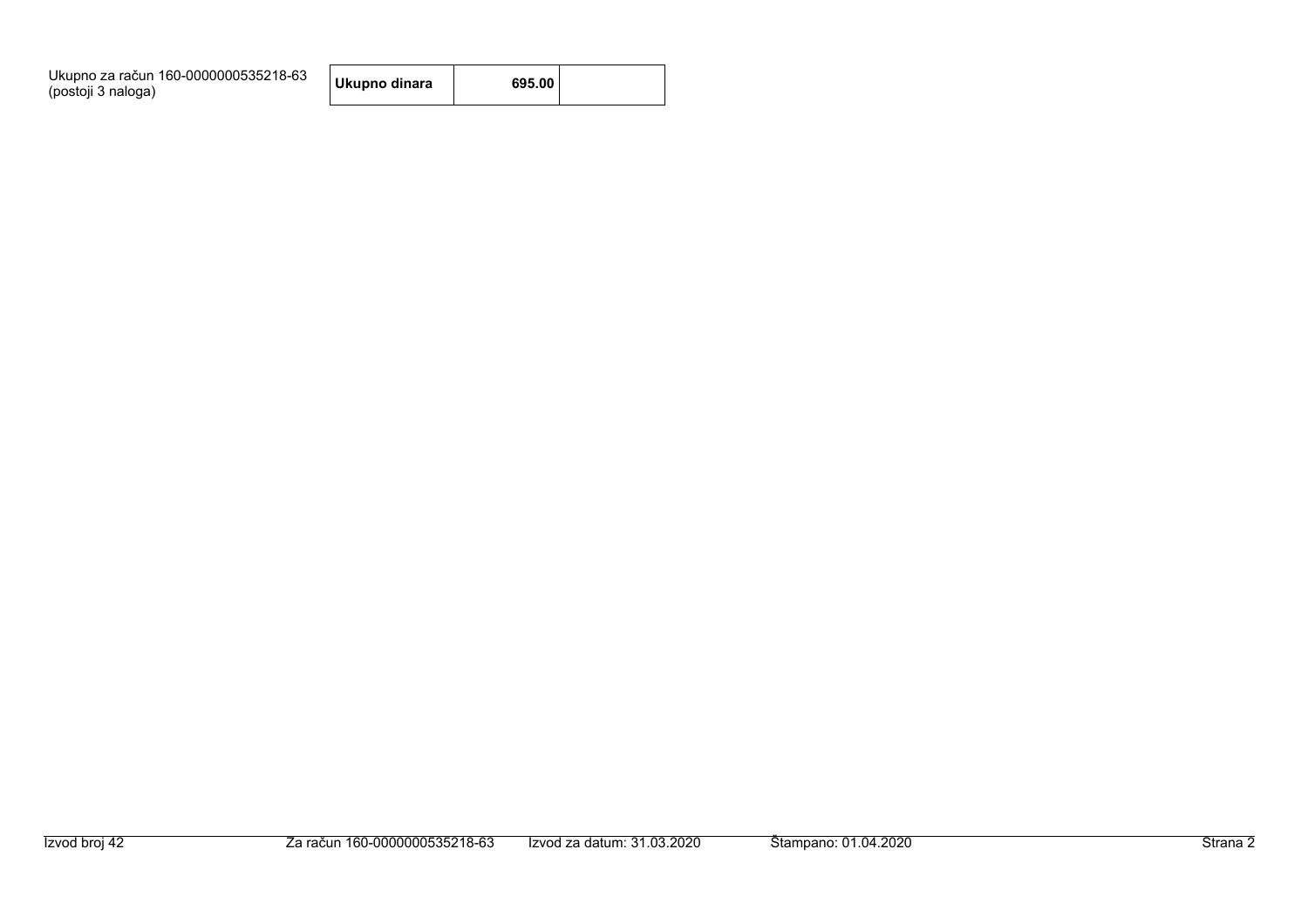Ukupno za račun 160-0000000535218-63
(postoji 3 naloga)

| | | |
|---|---|---|
| **Ukupno dinara** | **695.00** | |